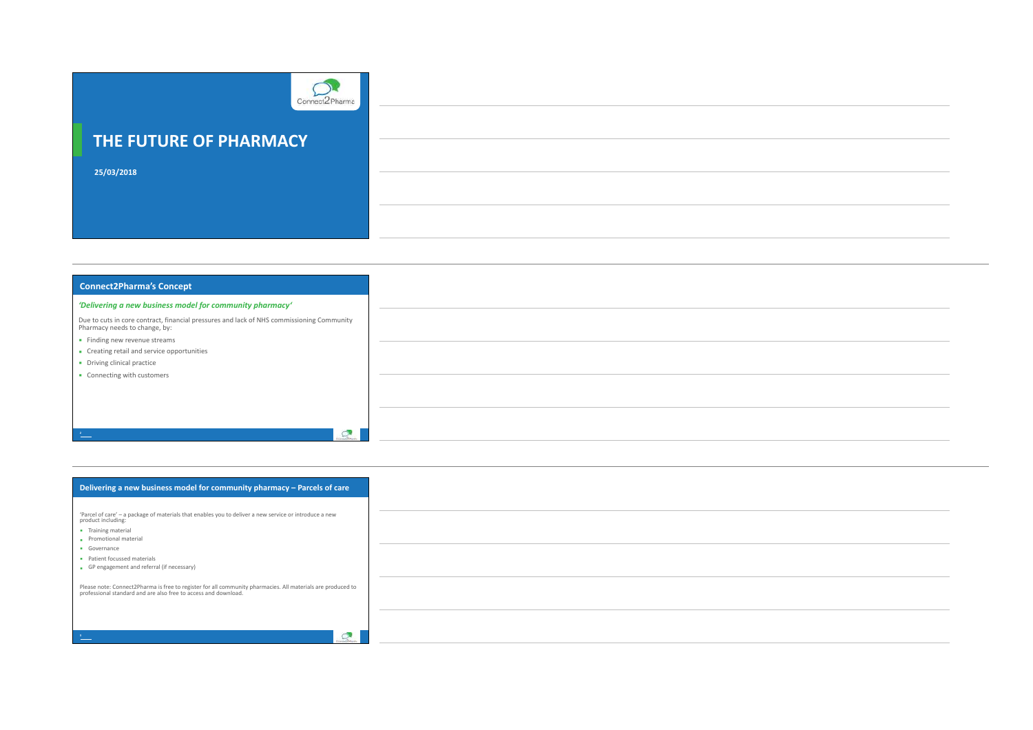# THE FUTURE OF PHARMACY

**25/03/2018**

## Connect2Pharma's Concept

***'Delivering a new business model for community pharmacy'***

Due to cuts in core contract, financial pressures and lack of NHS commissioning Community Pharmacy needs to change, by:

- Finding new revenue streams
- Creating retail and service opportunities
- Driving clinical practice
- Connecting with customers

## Delivering a new business model for community pharmacy – Parcels of care

'Parcel of care' – a package of materials that enables you to deliver a new service or introduce a new product including:

- Training material
- Promotional material
- Governance
- Patient focussed materials
- GP engagement and referral (if necessary)

Please note: Connect2Pharma is free to register for all community pharmacies. All materials are produced to professional standard and are also free to access and download.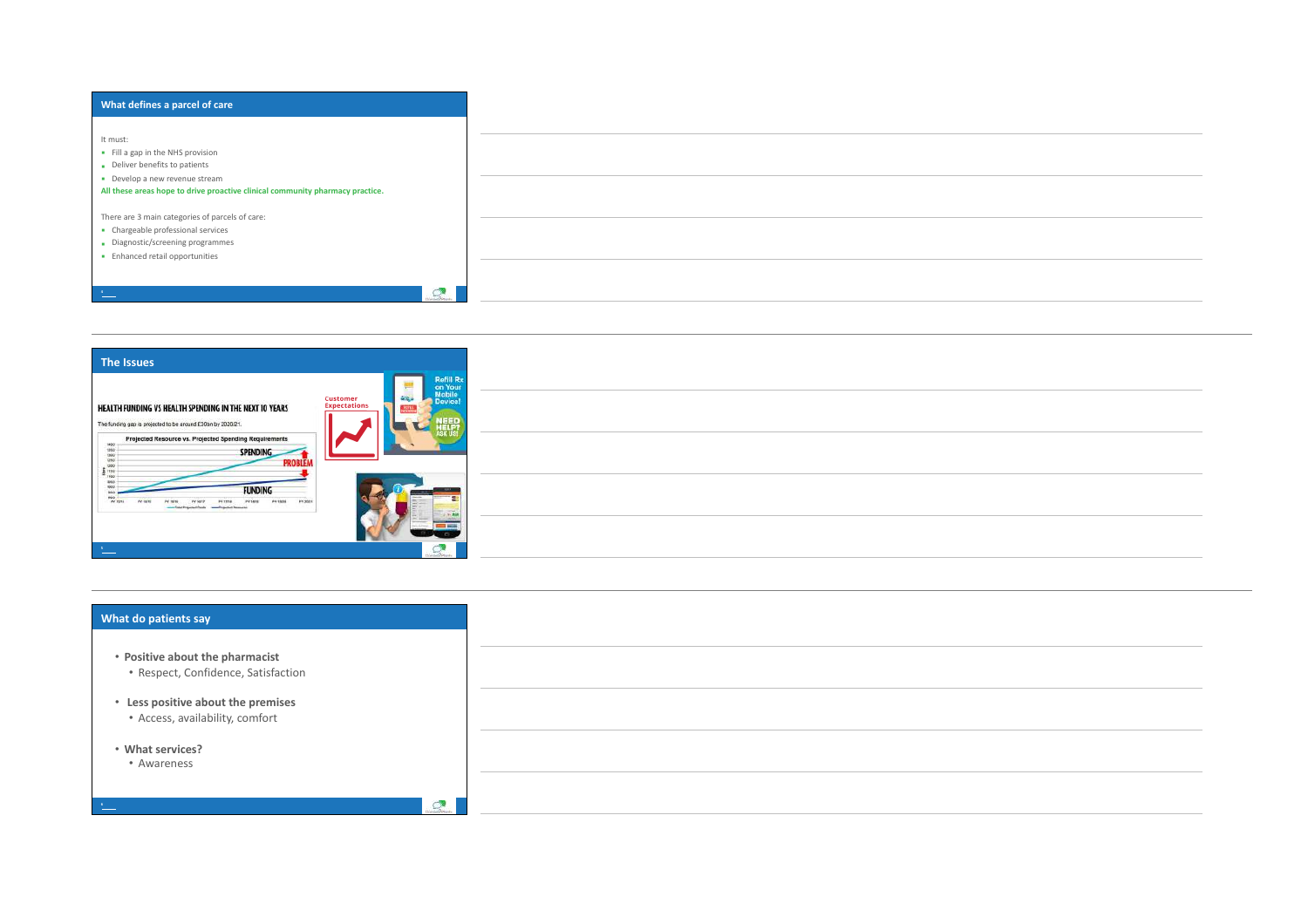## What defines a parcel of care

It must:

- Fill a gap in the NHS provision
- Deliver benefits to patients
- Develop a new revenue stream

**All these areas hope to drive proactive clinical community pharmacy practice.**

There are 3 main categories of parcels of care:

- Chargeable professional services
- Diagnostic/screening programmes
- Enhanced retail opportunities

## The Issues

HEALTH FUNDING VS HEALTH SPENDING IN THE NEXT 10 YEARS

The funding gap is projected to be around £30bn by 2020/21.

Projected Resource vs. Projected Spending Requirements

SPENDING

PROBLEM

FUNDING

Customer Expectations

Refill Rx on Your Mobile Device!

NEED HELP? ASK US!

## What do patients say

- **Positive about the pharmacist**
  - Respect, Confidence, Satisfaction
- **Less positive about the premises**
  - Access, availability, comfort
- **What services?**
  - Awareness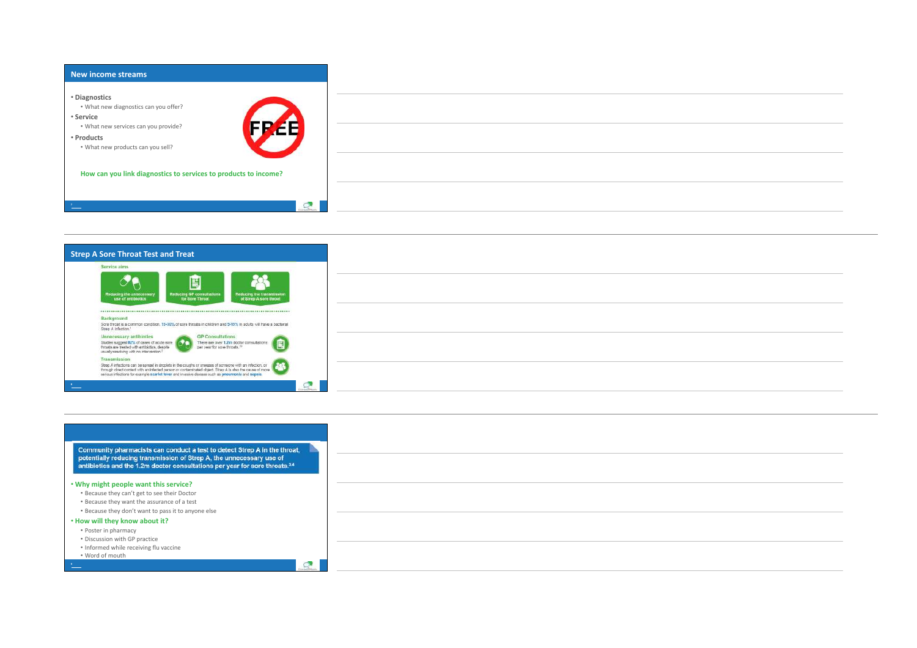## New income streams

- Diagnostics
  - What new diagnostics can you offer?
- Service
  - What new services can you provide?
- Products
  - What new products can you sell?

FREE

**How can you link diagnostics to services to products to income?**

## Strep A Sore Throat Test and Treat

Service aims

Reducing the unnecessary use of antibiotics

Reducing GP consultations for Sore Throat

Reducing the transmission of Strep A sore throat

Background

Sore throat is a common condition. 15-30% of sore throats in children and 5-15% in adults will have a bacterial Strep A infection.[1]

Unnecessary antibiotics

Studies suggest 60% of cases of acute sore throats are treated with antibiotics, despite usually resolving with no intervention.[2]

GP Consultations

There are over 1.2m doctor consultations per year for sore throats.[3,4]

Transmission

Strep A infections can be spread in droplets in the coughs or sneezes of someone with an infection, or through direct contact with an infected person or contaminated object. Strep A is also the cause of more serious infections for example scarlet fever and invasive disease such as pneumonia and sepsis.

Community pharmacists can conduct a test to detect Strep A in the throat, potentially reducing transmission of Strep A, the unnecessary use of antibiotics and the 1.2m doctor consultations per year for sore throats.[3,4]

- **Why might people want this service?**
  - Because they can't get to see their Doctor
  - Because they want the assurance of a test
  - Because they don't want to pass it to anyone else
- **How will they know about it?**
  - Poster in pharmacy
  - Discussion with GP practice
  - Informed while receiving flu vaccine
  - Word of mouth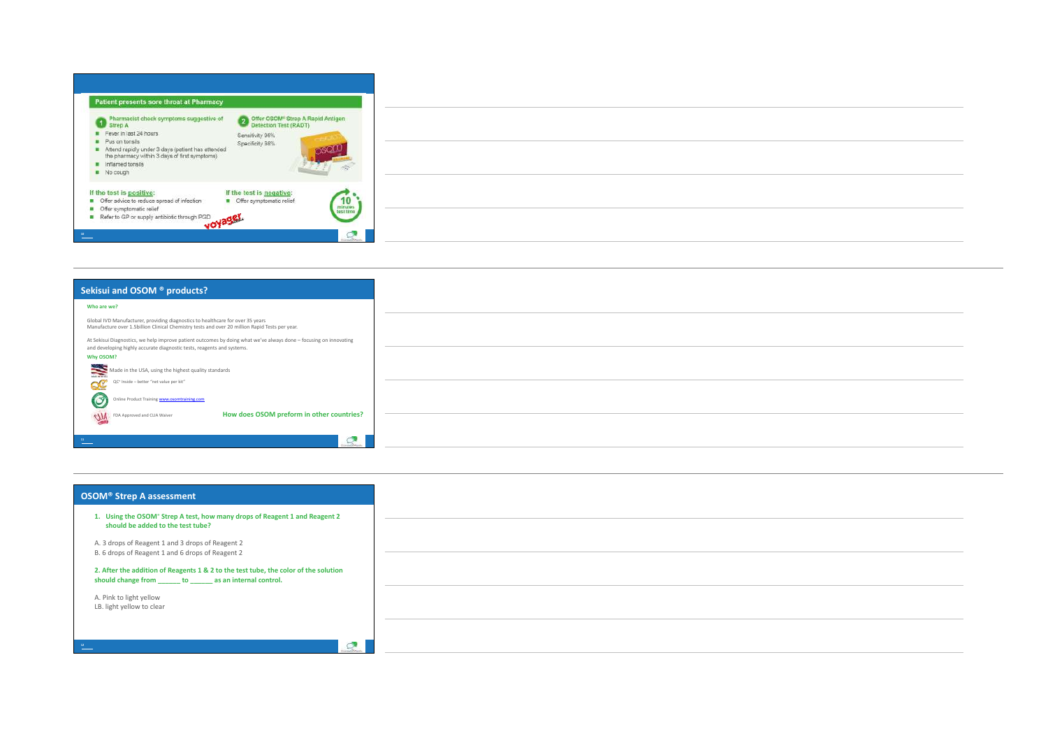## Patient presents sore throat at Pharmacy

**1. Pharmacist check symptoms suggestive of Strep A**

- Fever in last 24 hours
- Pus on tonsils
- Attend rapidly under 3 days (patient has attended the pharmacy within 3 days of first symptoms)
- Inflamed tonsils
- No cough

**2. Offer OSOM® Strep A Rapid Antigen Detection Test (RADT)**

Sensitivity 96%
Specificity 98%

If the test is positive:

- Offer advice to reduce spread of infection
- Offer symptomatic relief
- Refer to GP or supply antibiotic through PGD

If the test is negative:

- Offer symptomatic relief

10 minutes test time

---

## Sekisui and OSOM ® products?

**Who are we?**

Global IVD Manufacturer, providing diagnostics to healthcare for over 35 years
Manufacture over 1.5billion Clinical Chemistry tests and over 20 million Rapid Tests per year.

At Sekisui Diagnostics, we help improve patient outcomes by doing what we've always done – focusing on innovating and developing highly accurate diagnostic tests, reagents and systems.

**Why OSOM?**

Made in the USA, using the highest quality standards

QC[+] Inside – better "net value per kit"

Online Product Training www.osomtraining.com

FDA Approved and CLIA Waiver

**How does OSOM preform in other countries?**

---

## OSOM® Strep A assessment

**1. Using the OSOM® Strep A test, how many drops of Reagent 1 and Reagent 2 should be added to the test tube?**

A. 3 drops of Reagent 1 and 3 drops of Reagent 2
B. 6 drops of Reagent 1 and 6 drops of Reagent 2

**2. After the addition of Reagents 1 & 2 to the test tube, the color of the solution should change from ______ to ______ as an internal control.**

A. Pink to light yellow
LB. light yellow to clear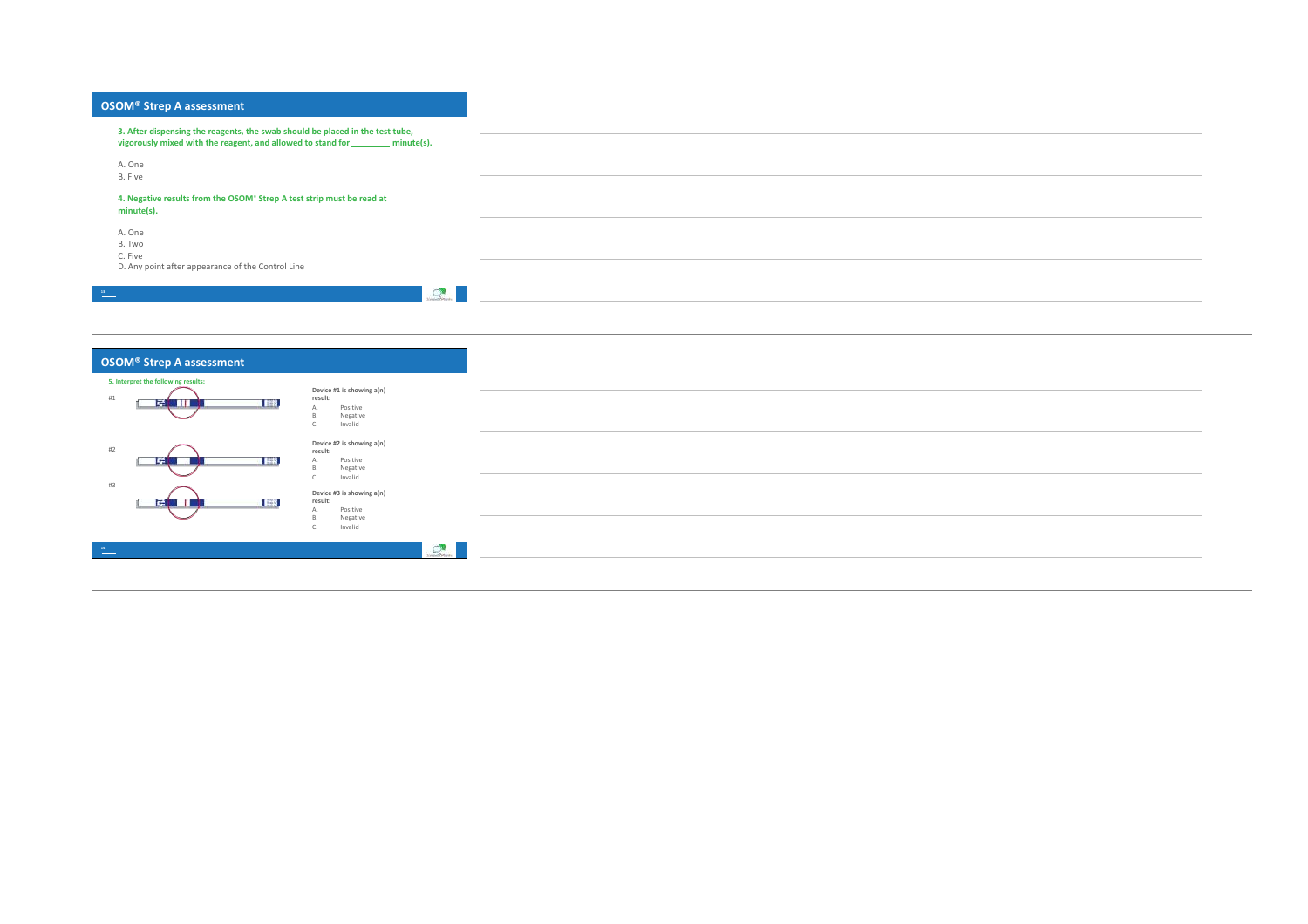## OSOM® Strep A assessment

**3. After dispensing the reagents, the swab should be placed in the test tube, vigorously mixed with the reagent, and allowed to stand for ________ minute(s).**

A. One
B. Five

**4. Negative results from the OSOM® Strep A test strip must be read at minute(s).**

A. One
B. Two
C. Five
D. Any point after appearance of the Control Line

## OSOM® Strep A assessment

5. Interpret the following results:

#1

**Device #1 is showing a(n) result:**

A. Positive
B. Negative
C. Invalid

#2

**Device #2 is showing a(n) result:**

A. Positive
B. Negative
C. Invalid

#3

**Device #3 is showing a(n) result:**

A. Positive
B. Negative
C. Invalid